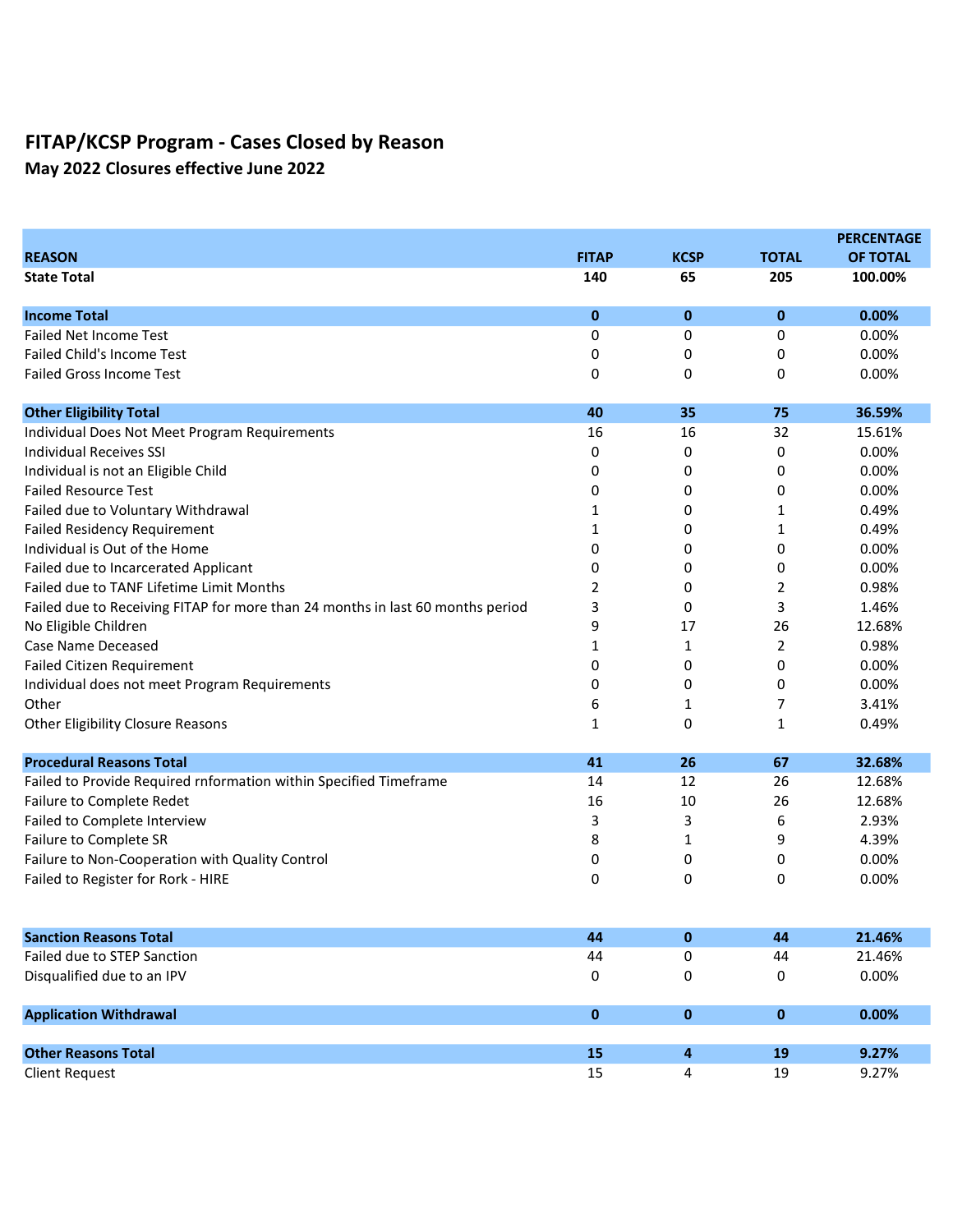# FITAP/KCSP Program - Cases Closed by Reason

## May 2022 Closures effective June 2022

| REASON | FITAP | KCSP | TOTAL | PERCENTAGE OF TOTAL |
|---|---|---|---|---|
| **State Total** | **140** | **65** | **205** | **100.00%** |
| | | | | |
| **Income Total** | **0** | **0** | **0** | **0.00%** |
| Failed Net Income Test | 0 | 0 | 0 | 0.00% |
| Failed Child's Income Test | 0 | 0 | 0 | 0.00% |
| Failed Gross Income Test | 0 | 0 | 0 | 0.00% |
| | | | | |
| **Other Eligibility Total** | **40** | **35** | **75** | **36.59%** |
| Individual Does Not Meet Program Requirements | 16 | 16 | 32 | 15.61% |
| Individual Receives SSI | 0 | 0 | 0 | 0.00% |
| Individual is not an Eligible Child | 0 | 0 | 0 | 0.00% |
| Failed Resource Test | 0 | 0 | 0 | 0.00% |
| Failed due to Voluntary Withdrawal | 1 | 0 | 1 | 0.49% |
| Failed Residency Requirement | 1 | 0 | 1 | 0.49% |
| Individual is Out of the Home | 0 | 0 | 0 | 0.00% |
| Failed due to Incarcerated Applicant | 0 | 0 | 0 | 0.00% |
| Failed due to TANF Lifetime Limit Months | 2 | 0 | 2 | 0.98% |
| Failed due to Receiving FITAP for more than 24 months in last 60 months period | 3 | 0 | 3 | 1.46% |
| No Eligible Children | 9 | 17 | 26 | 12.68% |
| Case Name Deceased | 1 | 1 | 2 | 0.98% |
| Failed Citizen Requirement | 0 | 0 | 0 | 0.00% |
| Individual does not meet Program Requirements | 0 | 0 | 0 | 0.00% |
| Other | 6 | 1 | 7 | 3.41% |
| Other Eligibility Closure Reasons | 1 | 0 | 1 | 0.49% |
| | | | | |
| **Procedural Reasons Total** | **41** | **26** | **67** | **32.68%** |
| Failed to Provide Required rnformation within Specified Timeframe | 14 | 12 | 26 | 12.68% |
| Failure to Complete Redet | 16 | 10 | 26 | 12.68% |
| Failed to Complete Interview | 3 | 3 | 6 | 2.93% |
| Failure to Complete SR | 8 | 1 | 9 | 4.39% |
| Failure to Non-Cooperation with Quality Control | 0 | 0 | 0 | 0.00% |
| Failed to Register for Rork - HIRE | 0 | 0 | 0 | 0.00% |
| | | | | |
| **Sanction Reasons Total** | **44** | **0** | **44** | **21.46%** |
| Failed due to STEP Sanction | 44 | 0 | 44 | 21.46% |
| Disqualified due to an IPV | 0 | 0 | 0 | 0.00% |
| | | | | |
| **Application Withdrawal** | **0** | **0** | **0** | **0.00%** |
| | | | | |
| **Other Reasons Total** | **15** | **4** | **19** | **9.27%** |
| Client Request | 15 | 4 | 19 | 9.27% |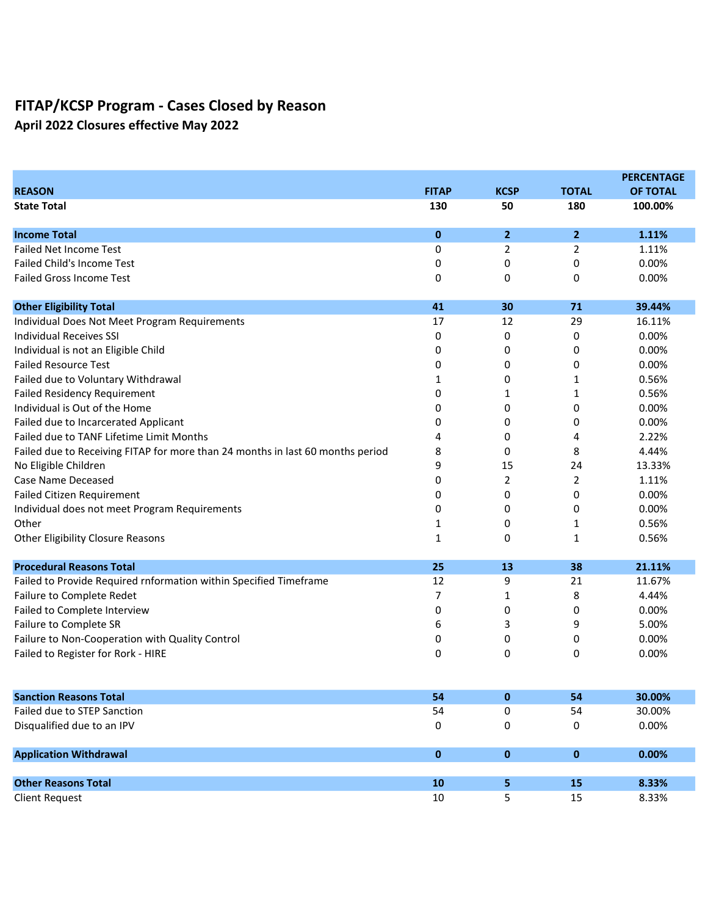# FITAP/KCSP Program - Cases Closed by Reason

## April 2022 Closures effective May 2022

| REASON | FITAP | KCSP | TOTAL | PERCENTAGE OF TOTAL |
|---|---|---|---|---|
| **State Total** | **130** | **50** | **180** | **100.00%** |
| **Income Total** | **0** | **2** | **2** | **1.11%** |
| Failed Net Income Test | 0 | 2 | 2 | 1.11% |
| Failed Child's Income Test | 0 | 0 | 0 | 0.00% |
| Failed Gross Income Test | 0 | 0 | 0 | 0.00% |
| **Other Eligibility Total** | **41** | **30** | **71** | **39.44%** |
| Individual Does Not Meet Program Requirements | 17 | 12 | 29 | 16.11% |
| Individual Receives SSI | 0 | 0 | 0 | 0.00% |
| Individual is not an Eligible Child | 0 | 0 | 0 | 0.00% |
| Failed Resource Test | 0 | 0 | 0 | 0.00% |
| Failed due to Voluntary Withdrawal | 1 | 0 | 1 | 0.56% |
| Failed Residency Requirement | 0 | 1 | 1 | 0.56% |
| Individual is Out of the Home | 0 | 0 | 0 | 0.00% |
| Failed due to Incarcerated Applicant | 0 | 0 | 0 | 0.00% |
| Failed due to TANF Lifetime Limit Months | 4 | 0 | 4 | 2.22% |
| Failed due to Receiving FITAP for more than 24 months in last 60 months period | 8 | 0 | 8 | 4.44% |
| No Eligible Children | 9 | 15 | 24 | 13.33% |
| Case Name Deceased | 0 | 2 | 2 | 1.11% |
| Failed Citizen Requirement | 0 | 0 | 0 | 0.00% |
| Individual does not meet Program Requirements | 0 | 0 | 0 | 0.00% |
| Other | 1 | 0 | 1 | 0.56% |
| Other Eligibility Closure Reasons | 1 | 0 | 1 | 0.56% |
| **Procedural Reasons Total** | **25** | **13** | **38** | **21.11%** |
| Failed to Provide Required rnformation within Specified Timeframe | 12 | 9 | 21 | 11.67% |
| Failure to Complete Redet | 7 | 1 | 8 | 4.44% |
| Failed to Complete Interview | 0 | 0 | 0 | 0.00% |
| Failure to Complete SR | 6 | 3 | 9 | 5.00% |
| Failure to Non-Cooperation with Quality Control | 0 | 0 | 0 | 0.00% |
| Failed to Register for Rork - HIRE | 0 | 0 | 0 | 0.00% |
| **Sanction Reasons Total** | **54** | **0** | **54** | **30.00%** |
| Failed due to STEP Sanction | 54 | 0 | 54 | 30.00% |
| Disqualified due to an IPV | 0 | 0 | 0 | 0.00% |
| **Application Withdrawal** | **0** | **0** | **0** | **0.00%** |
| **Other Reasons Total** | **10** | **5** | **15** | **8.33%** |
| Client Request | 10 | 5 | 15 | 8.33% |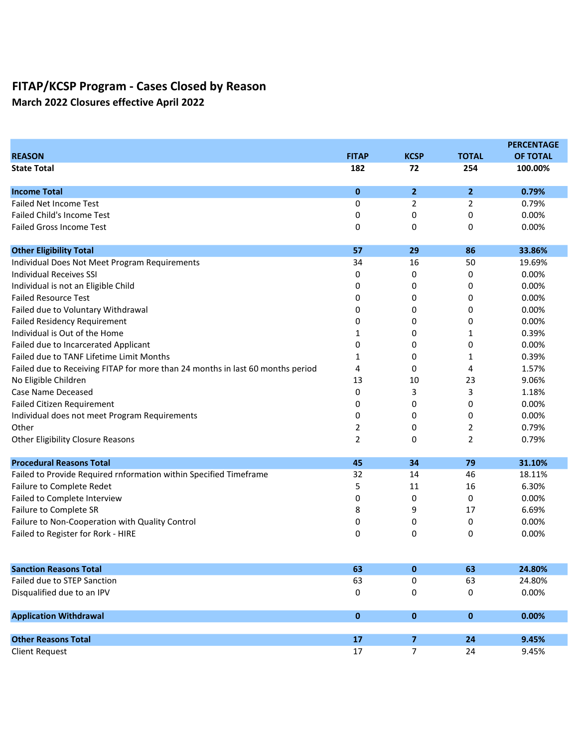# FITAP/KCSP Program - Cases Closed by Reason

## March 2022 Closures effective April 2022

| REASON | FITAP | KCSP | TOTAL | PERCENTAGE OF TOTAL |
|---|---|---|---|---|
| **State Total** | **182** | **72** | **254** | **100.00%** |
| | | | | |
| **Income Total** | **0** | **2** | **2** | **0.79%** |
| Failed Net Income Test | 0 | 2 | 2 | 0.79% |
| Failed Child's Income Test | 0 | 0 | 0 | 0.00% |
| Failed Gross Income Test | 0 | 0 | 0 | 0.00% |
| | | | | |
| **Other Eligibility Total** | **57** | **29** | **86** | **33.86%** |
| Individual Does Not Meet Program Requirements | 34 | 16 | 50 | 19.69% |
| Individual Receives SSI | 0 | 0 | 0 | 0.00% |
| Individual is not an Eligible Child | 0 | 0 | 0 | 0.00% |
| Failed Resource Test | 0 | 0 | 0 | 0.00% |
| Failed due to Voluntary Withdrawal | 0 | 0 | 0 | 0.00% |
| Failed Residency Requirement | 0 | 0 | 0 | 0.00% |
| Individual is Out of the Home | 1 | 0 | 1 | 0.39% |
| Failed due to Incarcerated Applicant | 0 | 0 | 0 | 0.00% |
| Failed due to TANF Lifetime Limit Months | 1 | 0 | 1 | 0.39% |
| Failed due to Receiving FITAP for more than 24 months in last 60 months period | 4 | 0 | 4 | 1.57% |
| No Eligible Children | 13 | 10 | 23 | 9.06% |
| Case Name Deceased | 0 | 3 | 3 | 1.18% |
| Failed Citizen Requirement | 0 | 0 | 0 | 0.00% |
| Individual does not meet Program Requirements | 0 | 0 | 0 | 0.00% |
| Other | 2 | 0 | 2 | 0.79% |
| Other Eligibility Closure Reasons | 2 | 0 | 2 | 0.79% |
| | | | | |
| **Procedural Reasons Total** | **45** | **34** | **79** | **31.10%** |
| Failed to Provide Required rnformation within Specified Timeframe | 32 | 14 | 46 | 18.11% |
| Failure to Complete Redet | 5 | 11 | 16 | 6.30% |
| Failed to Complete Interview | 0 | 0 | 0 | 0.00% |
| Failure to Complete SR | 8 | 9 | 17 | 6.69% |
| Failure to Non-Cooperation with Quality Control | 0 | 0 | 0 | 0.00% |
| Failed to Register for Rork - HIRE | 0 | 0 | 0 | 0.00% |
| | | | | |
| **Sanction Reasons Total** | **63** | **0** | **63** | **24.80%** |
| Failed due to STEP Sanction | 63 | 0 | 63 | 24.80% |
| Disqualified due to an IPV | 0 | 0 | 0 | 0.00% |
| | | | | |
| **Application Withdrawal** | **0** | **0** | **0** | **0.00%** |
| | | | | |
| **Other Reasons Total** | **17** | **7** | **24** | **9.45%** |
| Client Request | 17 | 7 | 24 | 9.45% |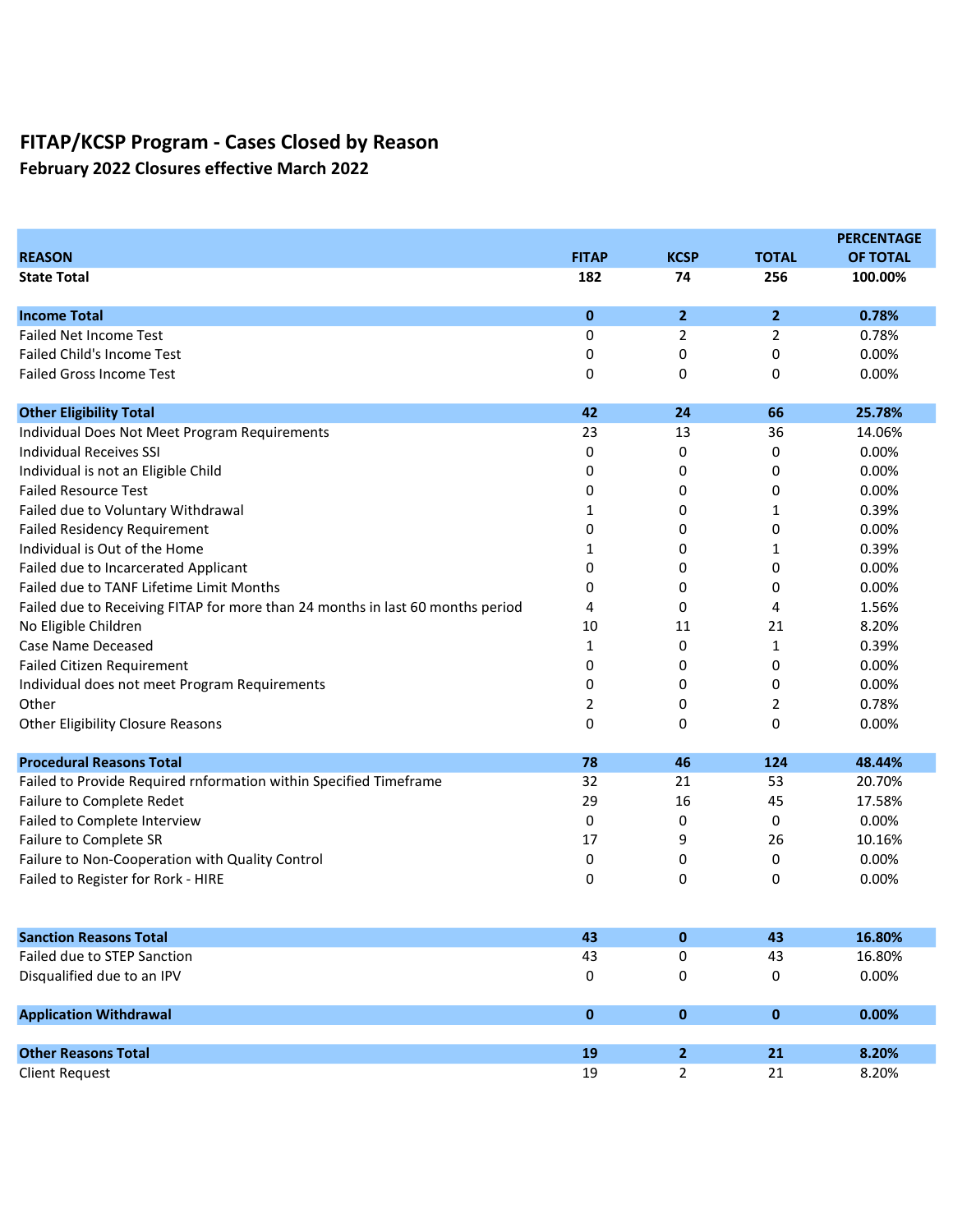# FITAP/KCSP Program - Cases Closed by Reason

## February 2022 Closures effective March 2022

| REASON | FITAP | KCSP | TOTAL | PERCENTAGE OF TOTAL |
|---|---|---|---|---|
| **State Total** | **182** | **74** | **256** | **100.00%** |
| **Income Total** | **0** | **2** | **2** | **0.78%** |
| Failed Net Income Test | 0 | 2 | 2 | 0.78% |
| Failed Child's Income Test | 0 | 0 | 0 | 0.00% |
| Failed Gross Income Test | 0 | 0 | 0 | 0.00% |
| **Other Eligibility Total** | **42** | **24** | **66** | **25.78%** |
| Individual Does Not Meet Program Requirements | 23 | 13 | 36 | 14.06% |
| Individual Receives SSI | 0 | 0 | 0 | 0.00% |
| Individual is not an Eligible Child | 0 | 0 | 0 | 0.00% |
| Failed Resource Test | 0 | 0 | 0 | 0.00% |
| Failed due to Voluntary Withdrawal | 1 | 0 | 1 | 0.39% |
| Failed Residency Requirement | 0 | 0 | 0 | 0.00% |
| Individual is Out of the Home | 1 | 0 | 1 | 0.39% |
| Failed due to Incarcerated Applicant | 0 | 0 | 0 | 0.00% |
| Failed due to TANF Lifetime Limit Months | 0 | 0 | 0 | 0.00% |
| Failed due to Receiving FITAP for more than 24 months in last 60 months period | 4 | 0 | 4 | 1.56% |
| No Eligible Children | 10 | 11 | 21 | 8.20% |
| Case Name Deceased | 1 | 0 | 1 | 0.39% |
| Failed Citizen Requirement | 0 | 0 | 0 | 0.00% |
| Individual does not meet Program Requirements | 0 | 0 | 0 | 0.00% |
| Other | 2 | 0 | 2 | 0.78% |
| Other Eligibility Closure Reasons | 0 | 0 | 0 | 0.00% |
| **Procedural Reasons Total** | **78** | **46** | **124** | **48.44%** |
| Failed to Provide Required rnformation within Specified Timeframe | 32 | 21 | 53 | 20.70% |
| Failure to Complete Redet | 29 | 16 | 45 | 17.58% |
| Failed to Complete Interview | 0 | 0 | 0 | 0.00% |
| Failure to Complete SR | 17 | 9 | 26 | 10.16% |
| Failure to Non-Cooperation with Quality Control | 0 | 0 | 0 | 0.00% |
| Failed to Register for Rork - HIRE | 0 | 0 | 0 | 0.00% |
| **Sanction Reasons Total** | **43** | **0** | **43** | **16.80%** |
| Failed due to STEP Sanction | 43 | 0 | 43 | 16.80% |
| Disqualified due to an IPV | 0 | 0 | 0 | 0.00% |
| **Application Withdrawal** | **0** | **0** | **0** | **0.00%** |
| **Other Reasons Total** | **19** | **2** | **21** | **8.20%** |
| Client Request | 19 | 2 | 21 | 8.20% |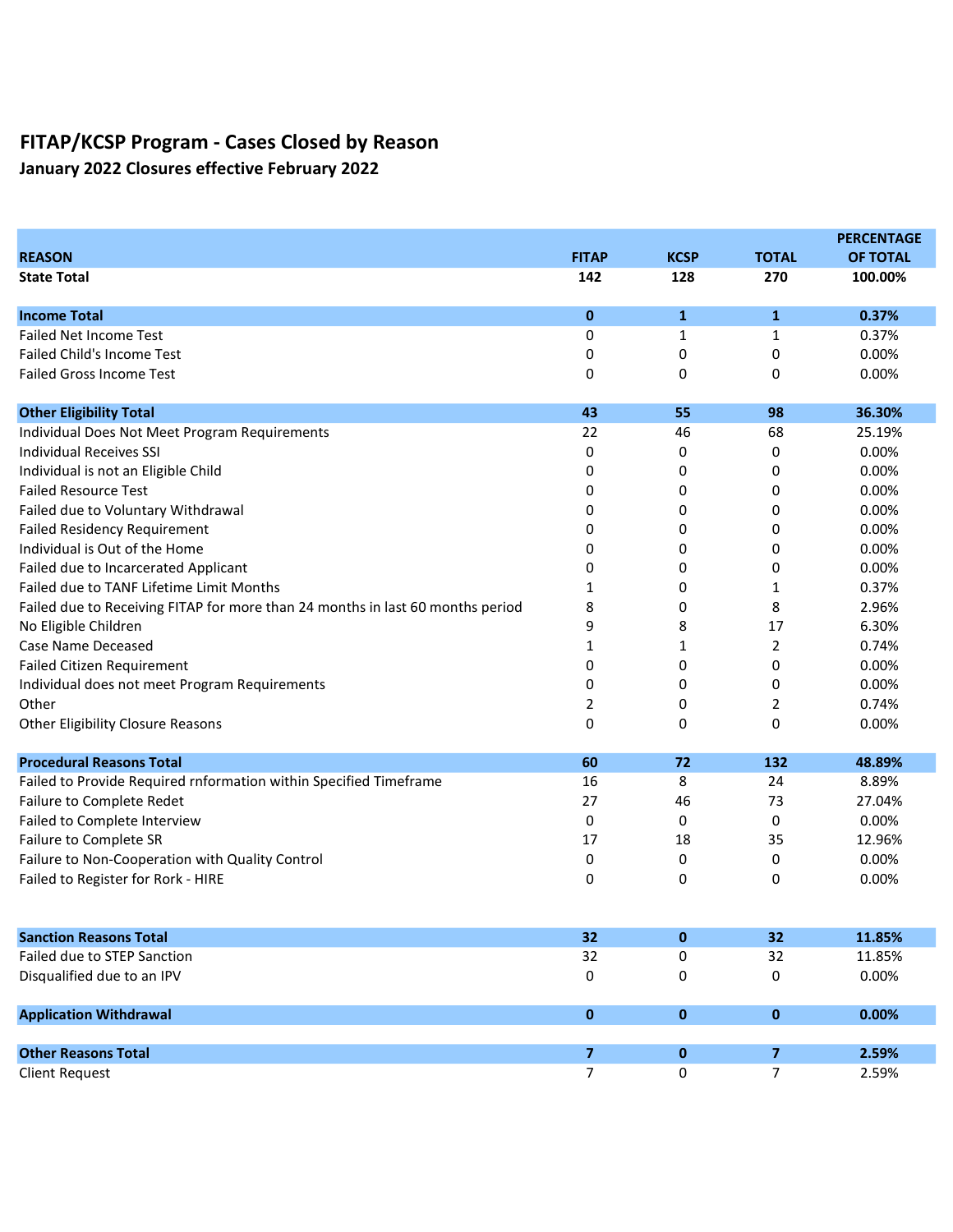# FITAP/KCSP Program - Cases Closed by Reason

## January 2022 Closures effective February 2022

| REASON | FITAP | KCSP | TOTAL | PERCENTAGE OF TOTAL |
|---|---|---|---|---|
| **State Total** | **142** | **128** | **270** | **100.00%** |
| | | | | |
| **Income Total** | **0** | **1** | **1** | **0.37%** |
| Failed Net Income Test | 0 | 1 | 1 | 0.37% |
| Failed Child's Income Test | 0 | 0 | 0 | 0.00% |
| Failed Gross Income Test | 0 | 0 | 0 | 0.00% |
| | | | | |
| **Other Eligibility Total** | **43** | **55** | **98** | **36.30%** |
| Individual Does Not Meet Program Requirements | 22 | 46 | 68 | 25.19% |
| Individual Receives SSI | 0 | 0 | 0 | 0.00% |
| Individual is not an Eligible Child | 0 | 0 | 0 | 0.00% |
| Failed Resource Test | 0 | 0 | 0 | 0.00% |
| Failed due to Voluntary Withdrawal | 0 | 0 | 0 | 0.00% |
| Failed Residency Requirement | 0 | 0 | 0 | 0.00% |
| Individual is Out of the Home | 0 | 0 | 0 | 0.00% |
| Failed due to Incarcerated Applicant | 0 | 0 | 0 | 0.00% |
| Failed due to TANF Lifetime Limit Months | 1 | 0 | 1 | 0.37% |
| Failed due to Receiving FITAP for more than 24 months in last 60 months period | 8 | 0 | 8 | 2.96% |
| No Eligible Children | 9 | 8 | 17 | 6.30% |
| Case Name Deceased | 1 | 1 | 2 | 0.74% |
| Failed Citizen Requirement | 0 | 0 | 0 | 0.00% |
| Individual does not meet Program Requirements | 0 | 0 | 0 | 0.00% |
| Other | 2 | 0 | 2 | 0.74% |
| Other Eligibility Closure Reasons | 0 | 0 | 0 | 0.00% |
| | | | | |
| **Procedural Reasons Total** | **60** | **72** | **132** | **48.89%** |
| Failed to Provide Required rnformation within Specified Timeframe | 16 | 8 | 24 | 8.89% |
| Failure to Complete Redet | 27 | 46 | 73 | 27.04% |
| Failed to Complete Interview | 0 | 0 | 0 | 0.00% |
| Failure to Complete SR | 17 | 18 | 35 | 12.96% |
| Failure to Non-Cooperation with Quality Control | 0 | 0 | 0 | 0.00% |
| Failed to Register for Rork - HIRE | 0 | 0 | 0 | 0.00% |
| | | | | |
| **Sanction Reasons Total** | **32** | **0** | **32** | **11.85%** |
| Failed due to STEP Sanction | 32 | 0 | 32 | 11.85% |
| Disqualified due to an IPV | 0 | 0 | 0 | 0.00% |
| | | | | |
| **Application Withdrawal** | **0** | **0** | **0** | **0.00%** |
| | | | | |
| **Other Reasons Total** | **7** | **0** | **7** | **2.59%** |
| Client Request | 7 | 0 | 7 | 2.59% |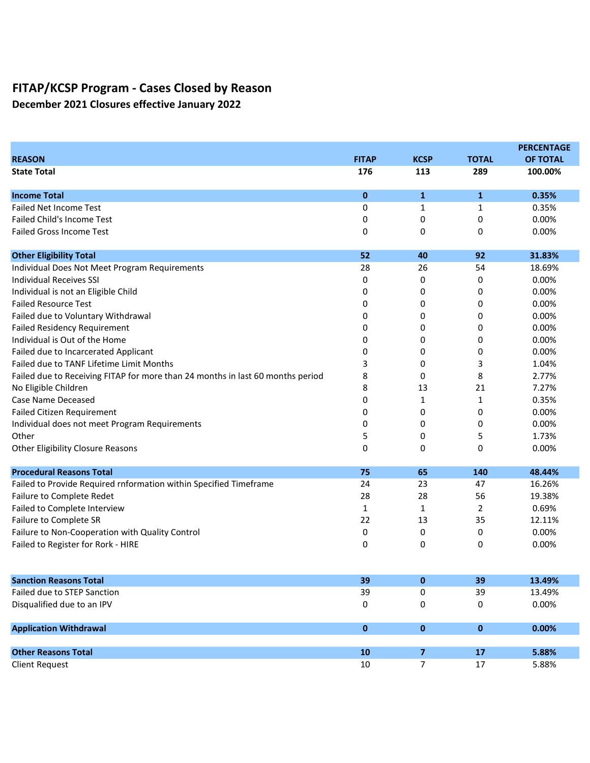# FITAP/KCSP Program - Cases Closed by Reason

## December 2021 Closures effective January 2022

| REASON | FITAP | KCSP | TOTAL | PERCENTAGE OF TOTAL |
|---|---|---|---|---|
| **State Total** | **176** | **113** | **289** | **100.00%** |
| | | | | |
| **Income Total** | **0** | **1** | **1** | **0.35%** |
| Failed Net Income Test | 0 | 1 | 1 | 0.35% |
| Failed Child's Income Test | 0 | 0 | 0 | 0.00% |
| Failed Gross Income Test | 0 | 0 | 0 | 0.00% |
| | | | | |
| **Other Eligibility Total** | **52** | **40** | **92** | **31.83%** |
| Individual Does Not Meet Program Requirements | 28 | 26 | 54 | 18.69% |
| Individual Receives SSI | 0 | 0 | 0 | 0.00% |
| Individual is not an Eligible Child | 0 | 0 | 0 | 0.00% |
| Failed Resource Test | 0 | 0 | 0 | 0.00% |
| Failed due to Voluntary Withdrawal | 0 | 0 | 0 | 0.00% |
| Failed Residency Requirement | 0 | 0 | 0 | 0.00% |
| Individual is Out of the Home | 0 | 0 | 0 | 0.00% |
| Failed due to Incarcerated Applicant | 0 | 0 | 0 | 0.00% |
| Failed due to TANF Lifetime Limit Months | 3 | 0 | 3 | 1.04% |
| Failed due to Receiving FITAP for more than 24 months in last 60 months period | 8 | 0 | 8 | 2.77% |
| No Eligible Children | 8 | 13 | 21 | 7.27% |
| Case Name Deceased | 0 | 1 | 1 | 0.35% |
| Failed Citizen Requirement | 0 | 0 | 0 | 0.00% |
| Individual does not meet Program Requirements | 0 | 0 | 0 | 0.00% |
| Other | 5 | 0 | 5 | 1.73% |
| Other Eligibility Closure Reasons | 0 | 0 | 0 | 0.00% |
| | | | | |
| **Procedural Reasons Total** | **75** | **65** | **140** | **48.44%** |
| Failed to Provide Required rnformation within Specified Timeframe | 24 | 23 | 47 | 16.26% |
| Failure to Complete Redet | 28 | 28 | 56 | 19.38% |
| Failed to Complete Interview | 1 | 1 | 2 | 0.69% |
| Failure to Complete SR | 22 | 13 | 35 | 12.11% |
| Failure to Non-Cooperation with Quality Control | 0 | 0 | 0 | 0.00% |
| Failed to Register for Rork - HIRE | 0 | 0 | 0 | 0.00% |
| | | | | |
| **Sanction Reasons Total** | **39** | **0** | **39** | **13.49%** |
| Failed due to STEP Sanction | 39 | 0 | 39 | 13.49% |
| Disqualified due to an IPV | 0 | 0 | 0 | 0.00% |
| | | | | |
| **Application Withdrawal** | **0** | **0** | **0** | **0.00%** |
| | | | | |
| **Other Reasons Total** | **10** | **7** | **17** | **5.88%** |
| Client Request | 10 | 7 | 17 | 5.88% |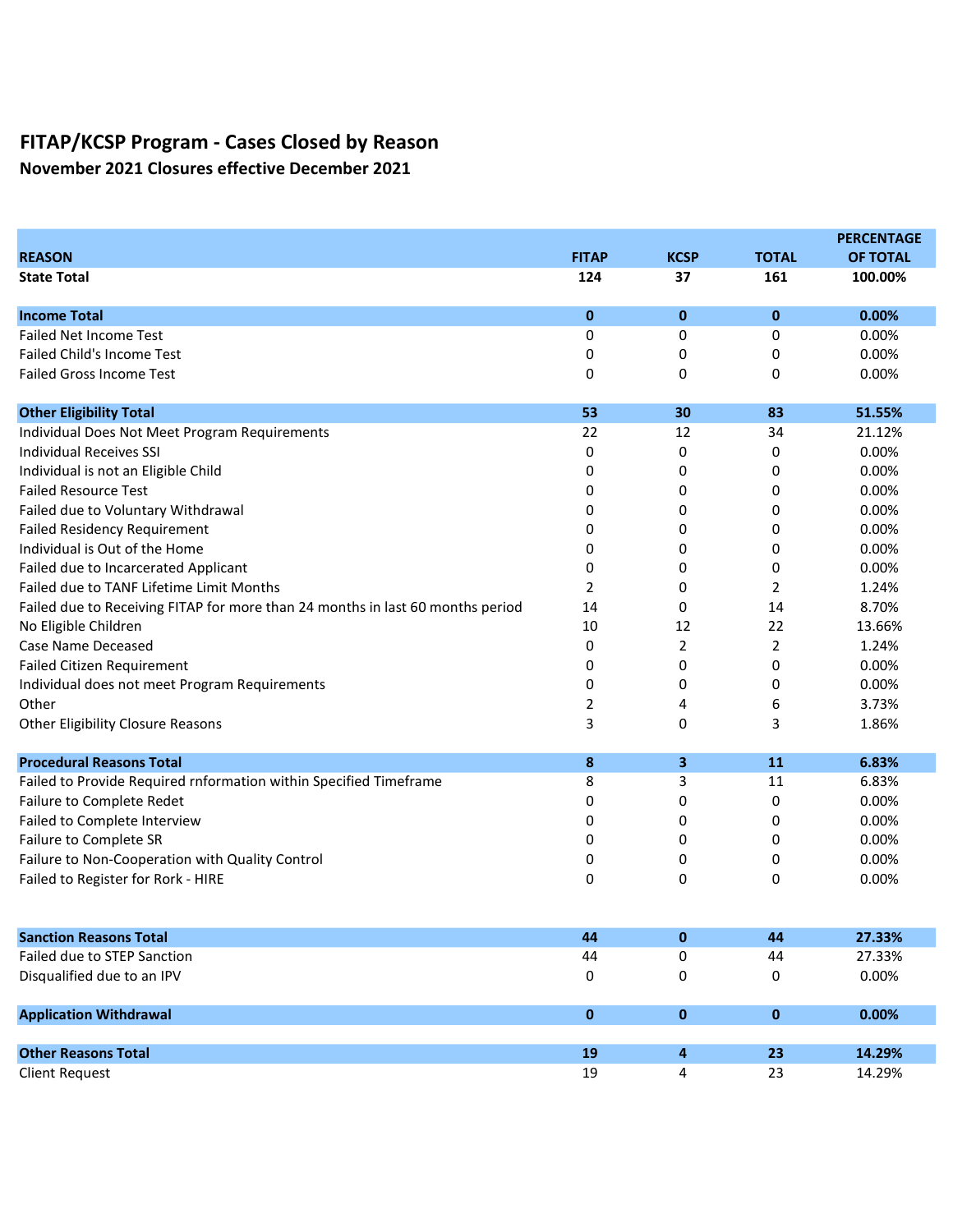# FITAP/KCSP Program - Cases Closed by Reason

## November 2021 Closures effective December 2021

| REASON | FITAP | KCSP | TOTAL | PERCENTAGE OF TOTAL |
|---|---|---|---|---|
| **State Total** | **124** | **37** | **161** | **100.00%** |
| | | | | |
| **Income Total** | **0** | **0** | **0** | **0.00%** |
| Failed Net Income Test | 0 | 0 | 0 | 0.00% |
| Failed Child's Income Test | 0 | 0 | 0 | 0.00% |
| Failed Gross Income Test | 0 | 0 | 0 | 0.00% |
| | | | | |
| **Other Eligibility Total** | **53** | **30** | **83** | **51.55%** |
| Individual Does Not Meet Program Requirements | 22 | 12 | 34 | 21.12% |
| Individual Receives SSI | 0 | 0 | 0 | 0.00% |
| Individual is not an Eligible Child | 0 | 0 | 0 | 0.00% |
| Failed Resource Test | 0 | 0 | 0 | 0.00% |
| Failed due to Voluntary Withdrawal | 0 | 0 | 0 | 0.00% |
| Failed Residency Requirement | 0 | 0 | 0 | 0.00% |
| Individual is Out of the Home | 0 | 0 | 0 | 0.00% |
| Failed due to Incarcerated Applicant | 0 | 0 | 0 | 0.00% |
| Failed due to TANF Lifetime Limit Months | 2 | 0 | 2 | 1.24% |
| Failed due to Receiving FITAP for more than 24 months in last 60 months period | 14 | 0 | 14 | 8.70% |
| No Eligible Children | 10 | 12 | 22 | 13.66% |
| Case Name Deceased | 0 | 2 | 2 | 1.24% |
| Failed Citizen Requirement | 0 | 0 | 0 | 0.00% |
| Individual does not meet Program Requirements | 0 | 0 | 0 | 0.00% |
| Other | 2 | 4 | 6 | 3.73% |
| Other Eligibility Closure Reasons | 3 | 0 | 3 | 1.86% |
| | | | | |
| **Procedural Reasons Total** | **8** | **3** | **11** | **6.83%** |
| Failed to Provide Required rnformation within Specified Timeframe | 8 | 3 | 11 | 6.83% |
| Failure to Complete Redet | 0 | 0 | 0 | 0.00% |
| Failed to Complete Interview | 0 | 0 | 0 | 0.00% |
| Failure to Complete SR | 0 | 0 | 0 | 0.00% |
| Failure to Non-Cooperation with Quality Control | 0 | 0 | 0 | 0.00% |
| Failed to Register for Rork - HIRE | 0 | 0 | 0 | 0.00% |
| | | | | |
| **Sanction Reasons Total** | **44** | **0** | **44** | **27.33%** |
| Failed due to STEP Sanction | 44 | 0 | 44 | 27.33% |
| Disqualified due to an IPV | 0 | 0 | 0 | 0.00% |
| | | | | |
| **Application Withdrawal** | **0** | **0** | **0** | **0.00%** |
| | | | | |
| **Other Reasons Total** | **19** | **4** | **23** | **14.29%** |
| Client Request | 19 | 4 | 23 | 14.29% |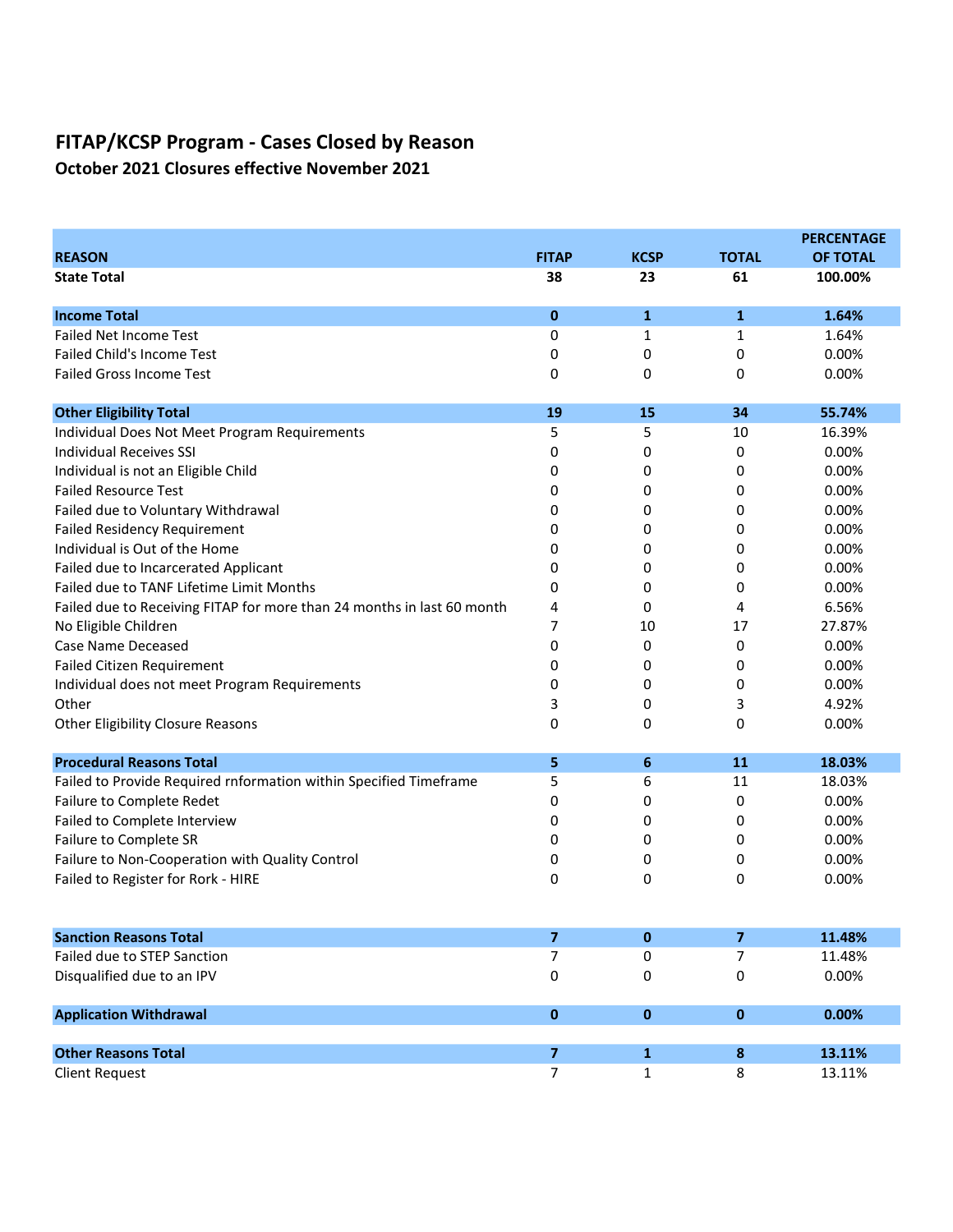## FITAP/KCSP Program - Cases Closed by Reason

### October 2021 Closures effective November 2021

| REASON | FITAP | KCSP | TOTAL | PERCENTAGE OF TOTAL |
|---|---|---|---|---|
| **State Total** | **38** | **23** | **61** | **100.00%** |
| | | | | |
| **Income Total** | **0** | **1** | **1** | **1.64%** |
| Failed Net Income Test | 0 | 1 | 1 | 1.64% |
| Failed Child's Income Test | 0 | 0 | 0 | 0.00% |
| Failed Gross Income Test | 0 | 0 | 0 | 0.00% |
| | | | | |
| **Other Eligibility Total** | **19** | **15** | **34** | **55.74%** |
| Individual Does Not Meet Program Requirements | 5 | 5 | 10 | 16.39% |
| Individual Receives SSI | 0 | 0 | 0 | 0.00% |
| Individual is not an Eligible Child | 0 | 0 | 0 | 0.00% |
| Failed Resource Test | 0 | 0 | 0 | 0.00% |
| Failed due to Voluntary Withdrawal | 0 | 0 | 0 | 0.00% |
| Failed Residency Requirement | 0 | 0 | 0 | 0.00% |
| Individual is Out of the Home | 0 | 0 | 0 | 0.00% |
| Failed due to Incarcerated Applicant | 0 | 0 | 0 | 0.00% |
| Failed due to TANF Lifetime Limit Months | 0 | 0 | 0 | 0.00% |
| Failed due to Receiving FITAP for more than 24 months in last 60 month | 4 | 0 | 4 | 6.56% |
| No Eligible Children | 7 | 10 | 17 | 27.87% |
| Case Name Deceased | 0 | 0 | 0 | 0.00% |
| Failed Citizen Requirement | 0 | 0 | 0 | 0.00% |
| Individual does not meet Program Requirements | 0 | 0 | 0 | 0.00% |
| Other | 3 | 0 | 3 | 4.92% |
| Other Eligibility Closure Reasons | 0 | 0 | 0 | 0.00% |
| | | | | |
| **Procedural Reasons Total** | **5** | **6** | **11** | **18.03%** |
| Failed to Provide Required rnformation within Specified Timeframe | 5 | 6 | 11 | 18.03% |
| Failure to Complete Redet | 0 | 0 | 0 | 0.00% |
| Failed to Complete Interview | 0 | 0 | 0 | 0.00% |
| Failure to Complete SR | 0 | 0 | 0 | 0.00% |
| Failure to Non-Cooperation with Quality Control | 0 | 0 | 0 | 0.00% |
| Failed to Register for Rork - HIRE | 0 | 0 | 0 | 0.00% |
| | | | | |
| **Sanction Reasons Total** | **7** | **0** | **7** | **11.48%** |
| Failed due to STEP Sanction | 7 | 0 | 7 | 11.48% |
| Disqualified due to an IPV | 0 | 0 | 0 | 0.00% |
| | | | | |
| **Application Withdrawal** | **0** | **0** | **0** | **0.00%** |
| | | | | |
| **Other Reasons Total** | **7** | **1** | **8** | **13.11%** |
| Client Request | 7 | 1 | 8 | 13.11% |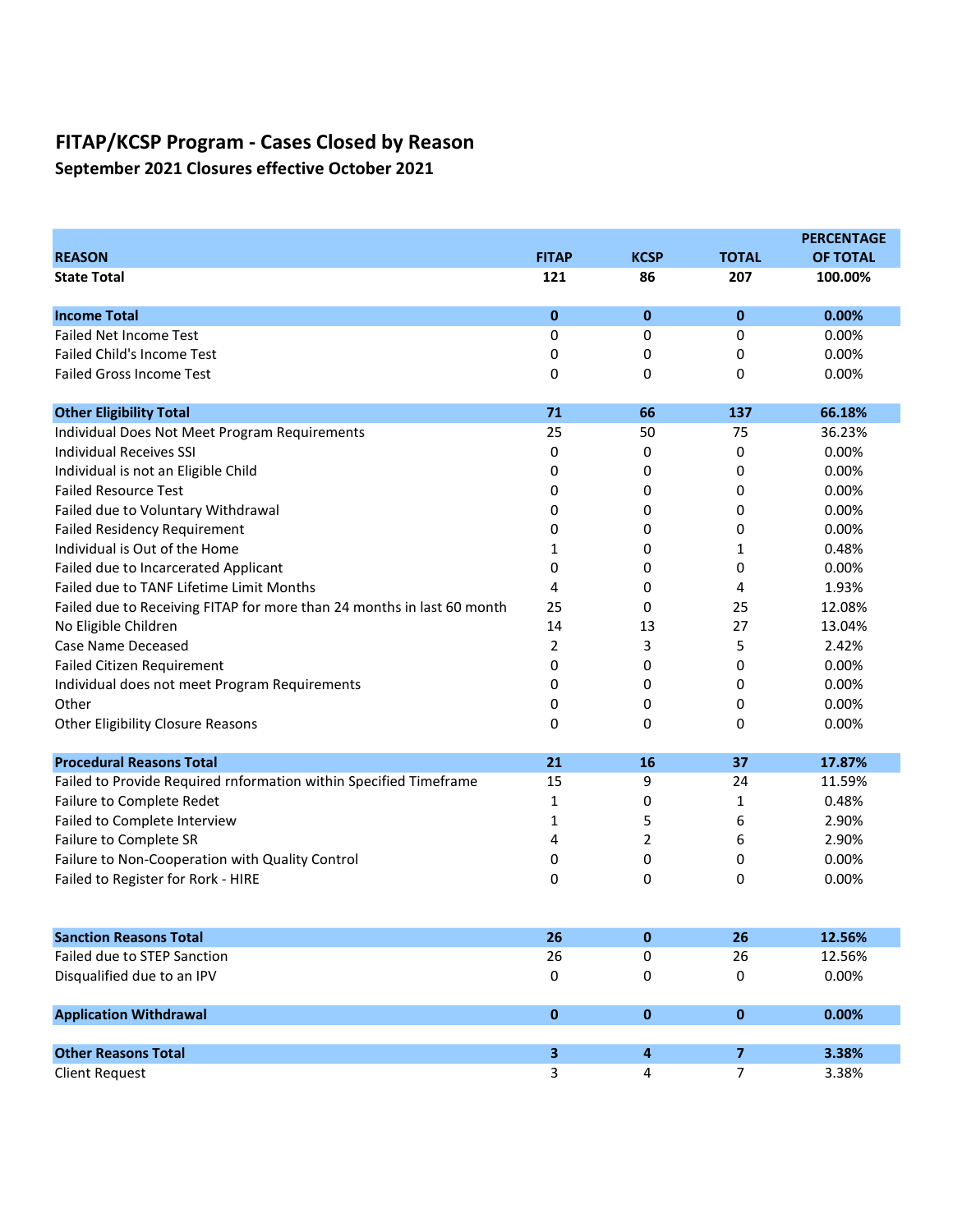# FITAP/KCSP Program - Cases Closed by Reason

## September 2021 Closures effective October 2021

| REASON | FITAP | KCSP | TOTAL | PERCENTAGE OF TOTAL |
|---|---|---|---|---|
| **State Total** | **121** | **86** | **207** | **100.00%** |
| | | | | |
| **Income Total** | **0** | **0** | **0** | **0.00%** |
| Failed Net Income Test | 0 | 0 | 0 | 0.00% |
| Failed Child's Income Test | 0 | 0 | 0 | 0.00% |
| Failed Gross Income Test | 0 | 0 | 0 | 0.00% |
| | | | | |
| **Other Eligibility Total** | **71** | **66** | **137** | **66.18%** |
| Individual Does Not Meet Program Requirements | 25 | 50 | 75 | 36.23% |
| Individual Receives SSI | 0 | 0 | 0 | 0.00% |
| Individual is not an Eligible Child | 0 | 0 | 0 | 0.00% |
| Failed Resource Test | 0 | 0 | 0 | 0.00% |
| Failed due to Voluntary Withdrawal | 0 | 0 | 0 | 0.00% |
| Failed Residency Requirement | 0 | 0 | 0 | 0.00% |
| Individual is Out of the Home | 1 | 0 | 1 | 0.48% |
| Failed due to Incarcerated Applicant | 0 | 0 | 0 | 0.00% |
| Failed due to TANF Lifetime Limit Months | 4 | 0 | 4 | 1.93% |
| Failed due to Receiving FITAP for more than 24 months in last 60 month | 25 | 0 | 25 | 12.08% |
| No Eligible Children | 14 | 13 | 27 | 13.04% |
| Case Name Deceased | 2 | 3 | 5 | 2.42% |
| Failed Citizen Requirement | 0 | 0 | 0 | 0.00% |
| Individual does not meet Program Requirements | 0 | 0 | 0 | 0.00% |
| Other | 0 | 0 | 0 | 0.00% |
| Other Eligibility Closure Reasons | 0 | 0 | 0 | 0.00% |
| | | | | |
| **Procedural Reasons Total** | **21** | **16** | **37** | **17.87%** |
| Failed to Provide Required rnformation within Specified Timeframe | 15 | 9 | 24 | 11.59% |
| Failure to Complete Redet | 1 | 0 | 1 | 0.48% |
| Failed to Complete Interview | 1 | 5 | 6 | 2.90% |
| Failure to Complete SR | 4 | 2 | 6 | 2.90% |
| Failure to Non-Cooperation with Quality Control | 0 | 0 | 0 | 0.00% |
| Failed to Register for Rork - HIRE | 0 | 0 | 0 | 0.00% |
| | | | | |
| **Sanction Reasons Total** | **26** | **0** | **26** | **12.56%** |
| Failed due to STEP Sanction | 26 | 0 | 26 | 12.56% |
| Disqualified due to an IPV | 0 | 0 | 0 | 0.00% |
| | | | | |
| **Application Withdrawal** | **0** | **0** | **0** | **0.00%** |
| | | | | |
| **Other Reasons Total** | **3** | **4** | **7** | **3.38%** |
| Client Request | 3 | 4 | 7 | 3.38% |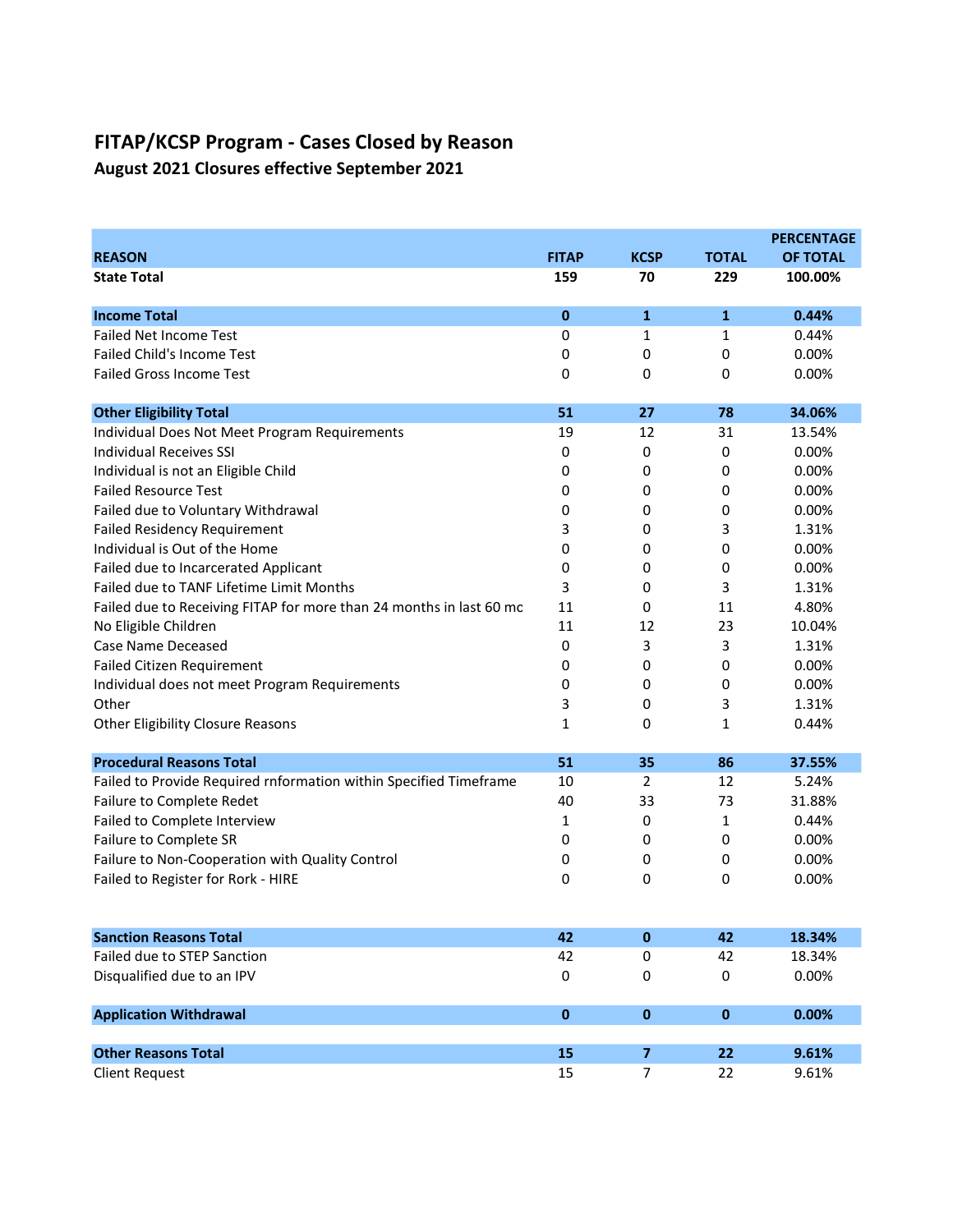# FITAP/KCSP Program - Cases Closed by Reason

## August 2021 Closures effective September 2021

| REASON | FITAP | KCSP | TOTAL | PERCENTAGE OF TOTAL |
|---|---|---|---|---|
| **State Total** | **159** | **70** | **229** | **100.00%** |
| | | | | |
| **Income Total** | **0** | **1** | **1** | **0.44%** |
| Failed Net Income Test | 0 | 1 | 1 | 0.44% |
| Failed Child's Income Test | 0 | 0 | 0 | 0.00% |
| Failed Gross Income Test | 0 | 0 | 0 | 0.00% |
| | | | | |
| **Other Eligibility Total** | **51** | **27** | **78** | **34.06%** |
| Individual Does Not Meet Program Requirements | 19 | 12 | 31 | 13.54% |
| Individual Receives SSI | 0 | 0 | 0 | 0.00% |
| Individual is not an Eligible Child | 0 | 0 | 0 | 0.00% |
| Failed Resource Test | 0 | 0 | 0 | 0.00% |
| Failed due to Voluntary Withdrawal | 0 | 0 | 0 | 0.00% |
| Failed Residency Requirement | 3 | 0 | 3 | 1.31% |
| Individual is Out of the Home | 0 | 0 | 0 | 0.00% |
| Failed due to Incarcerated Applicant | 0 | 0 | 0 | 0.00% |
| Failed due to TANF Lifetime Limit Months | 3 | 0 | 3 | 1.31% |
| Failed due to Receiving FITAP for more than 24 months in last 60 mc | 11 | 0 | 11 | 4.80% |
| No Eligible Children | 11 | 12 | 23 | 10.04% |
| Case Name Deceased | 0 | 3 | 3 | 1.31% |
| Failed Citizen Requirement | 0 | 0 | 0 | 0.00% |
| Individual does not meet Program Requirements | 0 | 0 | 0 | 0.00% |
| Other | 3 | 0 | 3 | 1.31% |
| Other Eligibility Closure Reasons | 1 | 0 | 1 | 0.44% |
| | | | | |
| **Procedural Reasons Total** | **51** | **35** | **86** | **37.55%** |
| Failed to Provide Required rnformation within Specified Timeframe | 10 | 2 | 12 | 5.24% |
| Failure to Complete Redet | 40 | 33 | 73 | 31.88% |
| Failed to Complete Interview | 1 | 0 | 1 | 0.44% |
| Failure to Complete SR | 0 | 0 | 0 | 0.00% |
| Failure to Non-Cooperation with Quality Control | 0 | 0 | 0 | 0.00% |
| Failed to Register for Rork - HIRE | 0 | 0 | 0 | 0.00% |
| | | | | |
| **Sanction Reasons Total** | **42** | **0** | **42** | **18.34%** |
| Failed due to STEP Sanction | 42 | 0 | 42 | 18.34% |
| Disqualified due to an IPV | 0 | 0 | 0 | 0.00% |
| | | | | |
| **Application Withdrawal** | **0** | **0** | **0** | **0.00%** |
| | | | | |
| **Other Reasons Total** | **15** | **7** | **22** | **9.61%** |
| Client Request | 15 | 7 | 22 | 9.61% |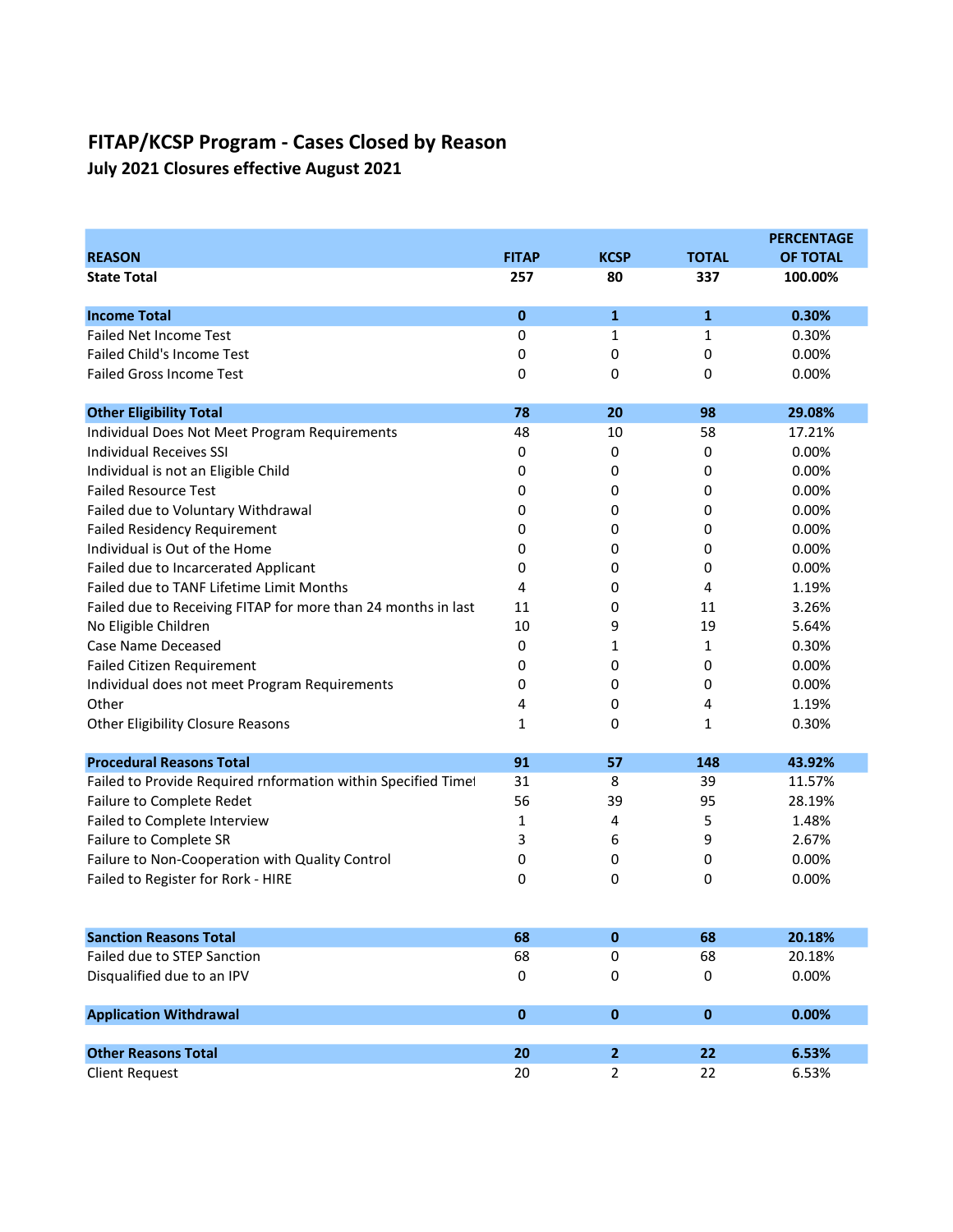# FITAP/KCSP Program - Cases Closed by Reason

## July 2021 Closures effective August 2021

| REASON | FITAP | KCSP | TOTAL | PERCENTAGE OF TOTAL |
|---|---|---|---|---|
| **State Total** | **257** | **80** | **337** | **100.00%** |
| | | | | |
| **Income Total** | **0** | **1** | **1** | **0.30%** |
| Failed Net Income Test | 0 | 1 | 1 | 0.30% |
| Failed Child's Income Test | 0 | 0 | 0 | 0.00% |
| Failed Gross Income Test | 0 | 0 | 0 | 0.00% |
| | | | | |
| **Other Eligibility Total** | **78** | **20** | **98** | **29.08%** |
| Individual Does Not Meet Program Requirements | 48 | 10 | 58 | 17.21% |
| Individual Receives SSI | 0 | 0 | 0 | 0.00% |
| Individual is not an Eligible Child | 0 | 0 | 0 | 0.00% |
| Failed Resource Test | 0 | 0 | 0 | 0.00% |
| Failed due to Voluntary Withdrawal | 0 | 0 | 0 | 0.00% |
| Failed Residency Requirement | 0 | 0 | 0 | 0.00% |
| Individual is Out of the Home | 0 | 0 | 0 | 0.00% |
| Failed due to Incarcerated Applicant | 0 | 0 | 0 | 0.00% |
| Failed due to TANF Lifetime Limit Months | 4 | 0 | 4 | 1.19% |
| Failed due to Receiving FITAP for more than 24 months in last | 11 | 0 | 11 | 3.26% |
| No Eligible Children | 10 | 9 | 19 | 5.64% |
| Case Name Deceased | 0 | 1 | 1 | 0.30% |
| Failed Citizen Requirement | 0 | 0 | 0 | 0.00% |
| Individual does not meet Program Requirements | 0 | 0 | 0 | 0.00% |
| Other | 4 | 0 | 4 | 1.19% |
| Other Eligibility Closure Reasons | 1 | 0 | 1 | 0.30% |
| | | | | |
| **Procedural Reasons Total** | **91** | **57** | **148** | **43.92%** |
| Failed to Provide Required rnformation within Specified Timef | 31 | 8 | 39 | 11.57% |
| Failure to Complete Redet | 56 | 39 | 95 | 28.19% |
| Failed to Complete Interview | 1 | 4 | 5 | 1.48% |
| Failure to Complete SR | 3 | 6 | 9 | 2.67% |
| Failure to Non-Cooperation with Quality Control | 0 | 0 | 0 | 0.00% |
| Failed to Register for Rork - HIRE | 0 | 0 | 0 | 0.00% |
| | | | | |
| **Sanction Reasons Total** | **68** | **0** | **68** | **20.18%** |
| Failed due to STEP Sanction | 68 | 0 | 68 | 20.18% |
| Disqualified due to an IPV | 0 | 0 | 0 | 0.00% |
| | | | | |
| **Application Withdrawal** | **0** | **0** | **0** | **0.00%** |
| | | | | |
| **Other Reasons Total** | **20** | **2** | **22** | **6.53%** |
| Client Request | 20 | 2 | 22 | 6.53% |